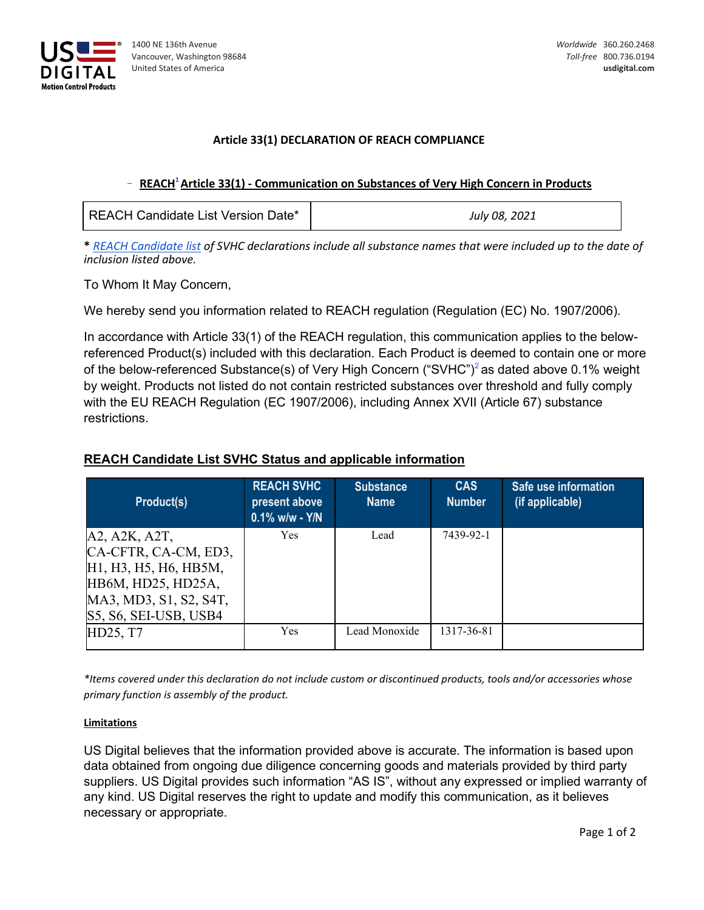US DIGITAL Motion Control Products

1400 NE 136th Avenue
Vancouver, Washington 98684
United States of America

*Worldwide* 360.260.2468
*Toll-free* 800.736.0194
**usdigital.com**

# Article 33(1) DECLARATION OF REACH COMPLIANCE

## REACH[1] Article 33(1) - Communication on Substances of Very High Concern in Products

| REACH Candidate List Version Date* | *July 08, 2021* |
|---|---|

\* *REACH Candidate list of SVHC declarations include all substance names that were included up to the date of inclusion listed above.*

To Whom It May Concern,

We hereby send you information related to REACH regulation (Regulation (EC) No. 1907/2006).

In accordance with Article 33(1) of the REACH regulation, this communication applies to the below-referenced Product(s) included with this declaration. Each Product is deemed to contain one or more of the below-referenced Substance(s) of Very High Concern ("SVHC")[2] as dated above 0.1% weight by weight. Products not listed do not contain restricted substances over threshold and fully comply with the EU REACH Regulation (EC 1907/2006), including Annex XVII (Article 67) substance restrictions.

### REACH Candidate List SVHC Status and applicable information

| Product(s) | REACH SVHC present above 0.1% w/w - Y/N | Substance Name | CAS Number | Safe use information (if applicable) |
|---|---|---|---|---|
| A2, A2K, A2T, CA-CFTR, CA-CM, ED3, H1, H3, H5, H6, HB5M, HB6M, HD25, HD25A, MA3, MD3, S1, S2, S4T, S5, S6, SEI-USB, USB4 | Yes | Lead | 7439-92-1 | |
| HD25, T7 | Yes | Lead Monoxide | 1317-36-81 | |

*\*Items covered under this declaration do not include custom or discontinued products, tools and/or accessories whose primary function is assembly of the product.*

**Limitations**

US Digital believes that the information provided above is accurate. The information is based upon data obtained from ongoing due diligence concerning goods and materials provided by third party suppliers. US Digital provides such information "AS IS", without any expressed or implied warranty of any kind. US Digital reserves the right to update and modify this communication, as it believes necessary or appropriate.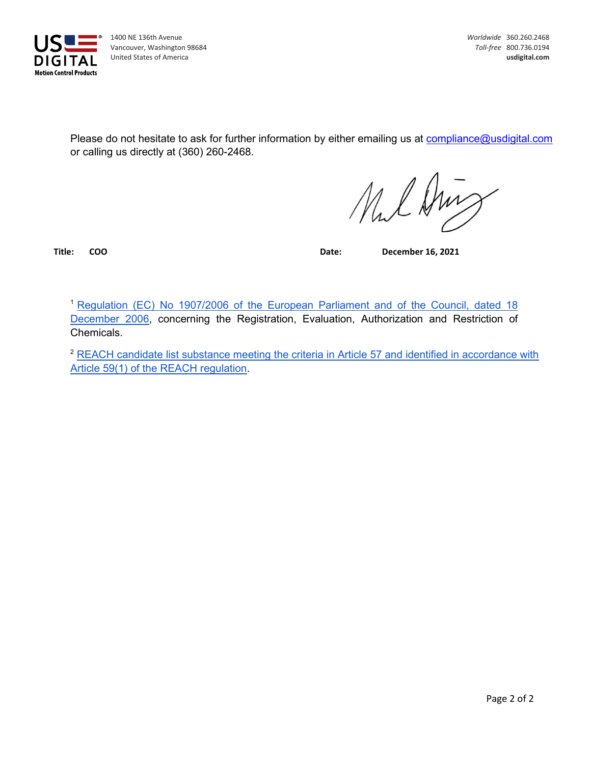US DIGITAL
Motion Control Products

1400 NE 136th Avenue
Vancouver, Washington 98684
United States of America

*Worldwide* 360.260.2468
*Toll-free* 800.736.0194
**usdigital.com**

Please do not hesitate to ask for further information by either emailing us at compliance@usdigital.com or calling us directly at (360) 260-2468.

**Title:** **COO** **Date:** **December 16, 2021**

[1] Regulation (EC) No 1907/2006 of the European Parliament and of the Council, dated 18 December 2006, concerning the Registration, Evaluation, Authorization and Restriction of Chemicals.

[2] REACH candidate list substance meeting the criteria in Article 57 and identified in accordance with Article 59(1) of the REACH regulation.